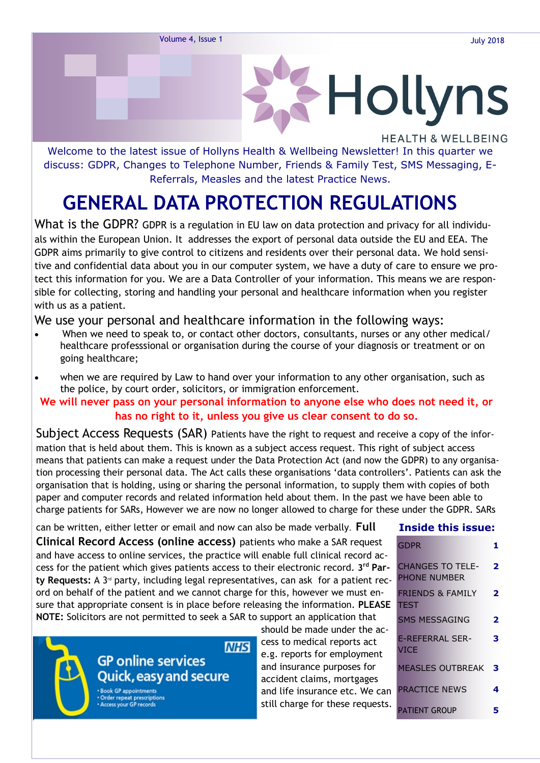# Hollyns

HEALTH & WELLBEING

Welcome to the latest issue of Hollyns Health & Wellbeing Newsletter! In this quarter we discuss: GDPR, Changes to Telephone Number, Friends & Family Test, SMS Messaging, E-Referrals, Measles and the latest Practice News.

## GENERAL DATA PROTECTION REGULATIONS

**What is the GDPR?** GDPR is a regulation in EU law on data protection and privacy for all individuals within the European Union. It addresses the export of personal data outside the EU and EEA. The GDPR aims primarily to give control to citizens and residents over their personal data. We hold sensitive and confidential data about you in our computer system, we have a duty of care to ensure we protect this information for you. We are a Data Controller of your information. This means we are responsible for collecting, storing and handling your personal and healthcare information when you register with us as a patient.

**We use your personal and healthcare information in the following ways:**

- When we need to speak to, or contact other doctors, consultants, nurses or any other medical/ healthcare professsional or organisation during the course of your diagnosis or treatment or on going healthcare;
- when we are required by Law to hand over your information to any other organisation, such as the police, by court order, solicitors, or immigration enforcement.

**We will never pass on your personal information to anyone else who does not need it, or has no right to it, unless you give us clear consent to do so.**

**Subject Access Requests (SAR)** Patients have the right to request and receive a copy of the information that is held about them. This is known as a subject access request. This right of subject access means that patients can make a request under the Data Protection Act (and now the GDPR) to any organisation processing their personal data. The Act calls these organisations 'data controllers'. Patients can ask the organisation that is holding, using or sharing the personal information, to supply them with copies of both paper and computer records and related information held about them. In the past we have been able to charge patients for SARs, However we are now no longer allowed to charge for these under the GDPR. SARs can be written, either letter or email and now can also be made verbally. **Full Clinical Record Access (online access)** patients who make a SAR request and have access to online services, the practice will enable full clinical record access for the patient which gives patients access to their electronic record. **3rd Party Requests:** A 3rd party, including legal representatives, can ask for a patient record on behalf of the patient and we cannot charge for this, however we must ensure that appropriate consent is in place before releasing the information. **PLEASE NOTE:** Solicitors are not permitted to seek a SAR to support an application that should be made under the access to medical reports act e.g. reports for employment and insurance purposes for accident claims, mortgages and life insurance etc. We can still charge for these requests.

NHS
GP online services
Quick, easy and secure
- Book GP appointments
- Order repeat prescriptions
- Access your GP records

**Inside this issue:**

| | |
|---|---|
| GDPR | 1 |
| CHANGES TO TELEPHONE NUMBER | 2 |
| FRIENDS & FAMILY TEST | 2 |
| SMS MESSAGING | 2 |
| E-REFERRAL SERVICE | 3 |
| MEASLES OUTBREAK | 3 |
| PRACTICE NEWS | 4 |
| PATIENT GROUP | 5 |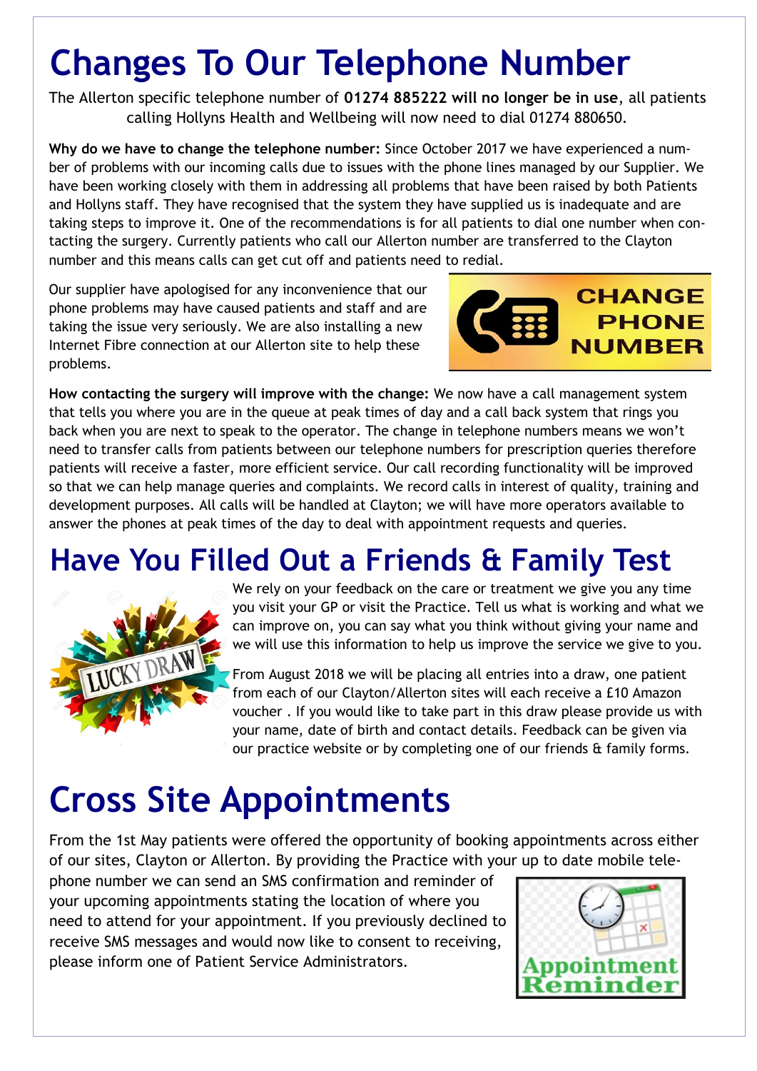# Changes To Our Telephone Number

The Allerton specific telephone number of **01274 885222 will no longer be in use**, all patients calling Hollyns Health and Wellbeing will now need to dial 01274 880650.

**Why do we have to change the telephone number:** Since October 2017 we have experienced a number of problems with our incoming calls due to issues with the phone lines managed by our Supplier. We have been working closely with them in addressing all problems that have been raised by both Patients and Hollyns staff. They have recognised that the system they have supplied us is inadequate and are taking steps to improve it. One of the recommendations is for all patients to dial one number when contacting the surgery. Currently patients who call our Allerton number are transferred to the Clayton number and this means calls can get cut off and patients need to redial.

Our supplier have apologised for any inconvenience that our phone problems may have caused patients and staff and are taking the issue very seriously. We are also installing a new Internet Fibre connection at our Allerton site to help these problems.

**How contacting the surgery will improve with the change:** We now have a call management system that tells you where you are in the queue at peak times of day and a call back system that rings you back when you are next to speak to the operator. The change in telephone numbers means we won't need to transfer calls from patients between our telephone numbers for prescription queries therefore patients will receive a faster, more efficient service. Our call recording functionality will be improved so that we can help manage queries and complaints. We record calls in interest of quality, training and development purposes. All calls will be handled at Clayton; we will have more operators available to answer the phones at peak times of the day to deal with appointment requests and queries.

# Have You Filled Out a Friends & Family Test

We rely on your feedback on the care or treatment we give you any time you visit your GP or visit the Practice. Tell us what is working and what we can improve on, you can say what you think without giving your name and we will use this information to help us improve the service we give to you.

From August 2018 we will be placing all entries into a draw, one patient from each of our Clayton/Allerton sites will each receive a £10 Amazon voucher . If you would like to take part in this draw please provide us with your name, date of birth and contact details. Feedback can be given via our practice website or by completing one of our friends & family forms.

# Cross Site Appointments

From the 1st May patients were offered the opportunity of booking appointments across either of our sites, Clayton or Allerton. By providing the Practice with your up to date mobile telephone number we can send an SMS confirmation and reminder of your upcoming appointments stating the location of where you need to attend for your appointment. If you previously declined to receive SMS messages and would now like to consent to receiving, please inform one of Patient Service Administrators.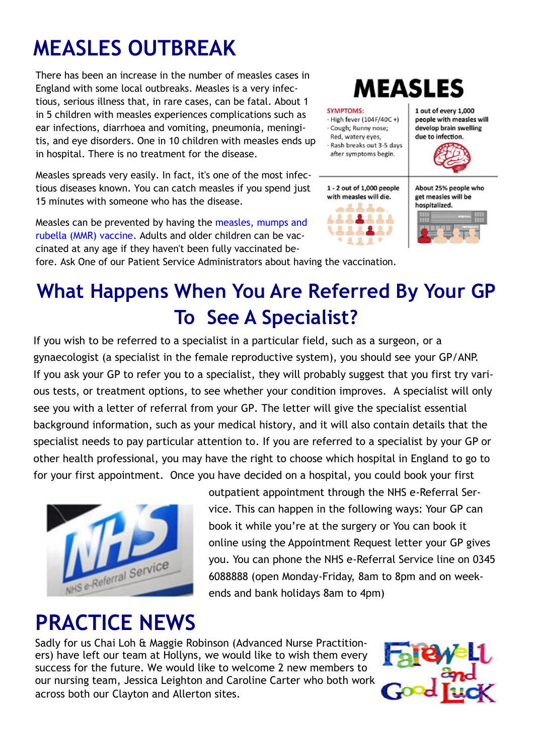# MEASLES OUTBREAK

There has been an increase in the number of measles cases in England with some local outbreaks. Measles is a very infectious, serious illness that, in rare cases, can be fatal. About 1 in 5 children with measles experiences complications such as ear infections, diarrhoea and vomiting, pneumonia, meningitis, and eye disorders. One in 10 children with measles ends up in hospital. There is no treatment for the disease.

Measles spreads very easily. In fact, it's one of the most infectious diseases known. You can catch measles if you spend just 15 minutes with someone who has the disease.

Measles can be prevented by having the measles, mumps and rubella (MMR) vaccine. Adults and older children can be vaccinated at any age if they haven't been fully vaccinated before. Ask One of our Patient Service Administrators about having the vaccination.

**MEASLES**

SYMPTOMS:
- High fever (104F/40C +)
- Cough; Runny nose; Red, watery eyes,
- Rash breaks out 3-5 days after symptoms begin.

1 out of every 1,000 people with measles will develop brain swelling due to infection.

1 - 2 out of 1,000 people with measles will die.

About 25% people who get measles will be hospitalized.

## What Happens When You Are Referred By Your GP To See A Specialist?

If you wish to be referred to a specialist in a particular field, such as a surgeon, or a gynaecologist (a specialist in the female reproductive system), you should see your GP/ANP. If you ask your GP to refer you to a specialist, they will probably suggest that you first try various tests, or treatment options, to see whether your condition improves. A specialist will only see you with a letter of referral from your GP. The letter will give the specialist essential background information, such as your medical history, and it will also contain details that the specialist needs to pay particular attention to. If you are referred to a specialist by your GP or other health professional, you may have the right to choose which hospital in England to go to for your first appointment. Once you have decided on a hospital, you could book your first outpatient appointment through the NHS e-Referral Service. This can happen in the following ways: Your GP can book it while you're at the surgery or You can book it online using the Appointment Request letter your GP gives you. You can phone the NHS e-Referral Service line on 0345 6088888 (open Monday-Friday, 8am to 8pm and on weekends and bank holidays 8am to 4pm)

# PRACTICE NEWS

Sadly for us Chai Loh & Maggie Robinson (Advanced Nurse Practitioners) have left our team at Hollyns, we would like to wish them every success for the future. We would like to welcome 2 new members to our nursing team, Jessica Leighton and Caroline Carter who both work across both our Clayton and Allerton sites.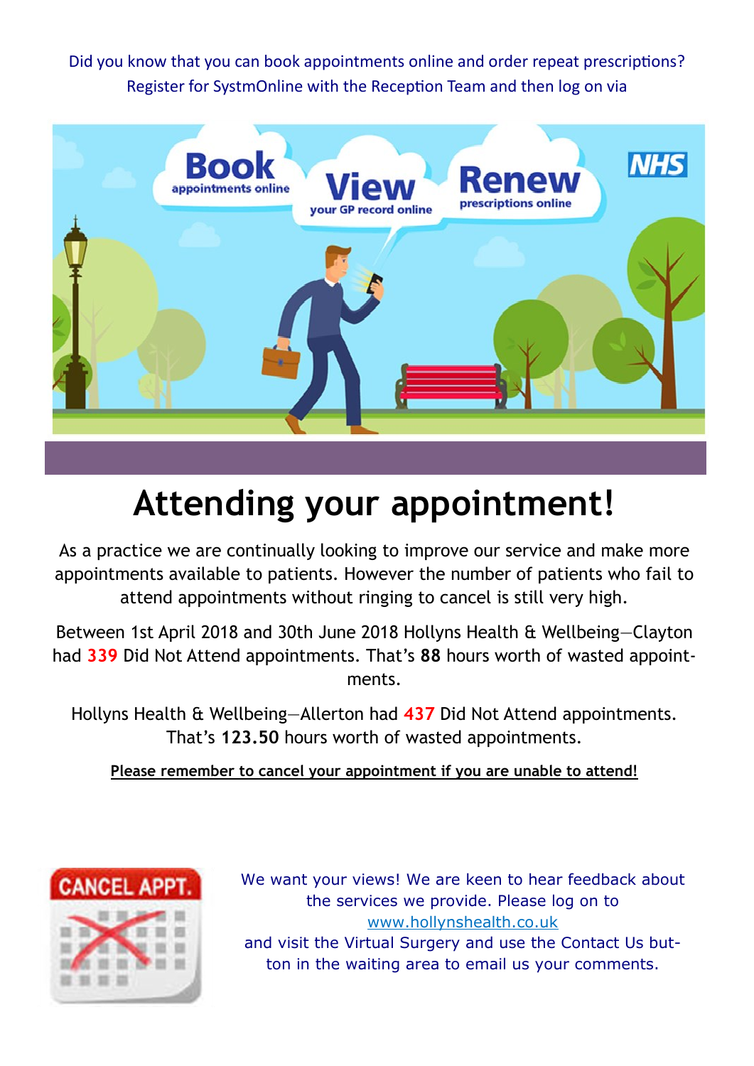Did you know that you can book appointments online and order repeat prescriptions? Register for SystmOnline with the Reception Team and then log on via

# Attending your appointment!

As a practice we are continually looking to improve our service and make more appointments available to patients. However the number of patients who fail to attend appointments without ringing to cancel is still very high.

Between 1st April 2018 and 30th June 2018 Hollyns Health & Wellbeing—Clayton had 339 Did Not Attend appointments. That's **88** hours worth of wasted appointments.

Hollyns Health & Wellbeing—Allerton had 437 Did Not Attend appointments. That's **123.50** hours worth of wasted appointments.

**Please remember to cancel your appointment if you are unable to attend!**

We want your views! We are keen to hear feedback about the services we provide. Please log on to www.hollynshealth.co.uk and visit the Virtual Surgery and use the Contact Us button in the waiting area to email us your comments.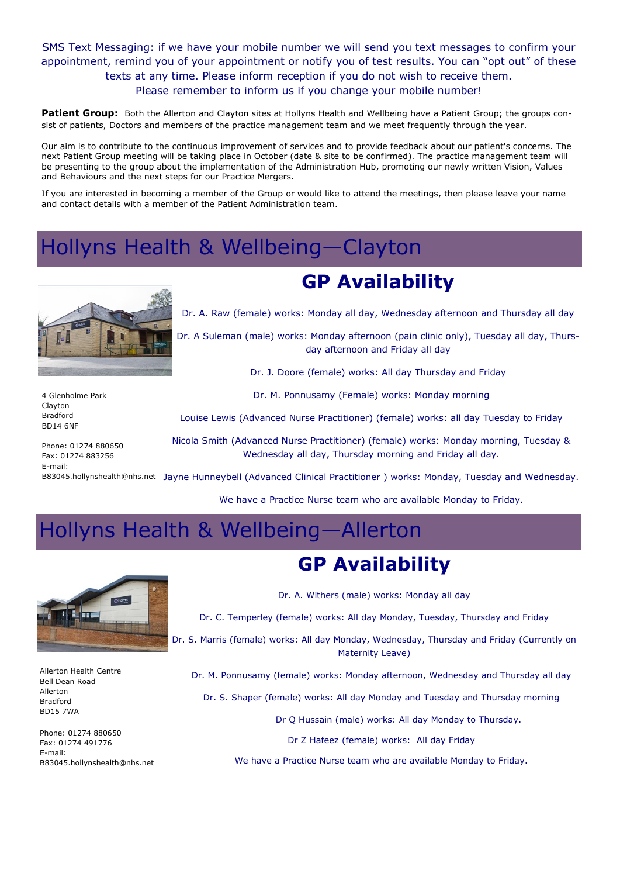SMS Text Messaging: if we have your mobile number we will send you text messages to confirm your appointment, remind you of your appointment or notify you of test results. You can "opt out" of these texts at any time. Please inform reception if you do not wish to receive them. Please remember to inform us if you change your mobile number!

**Patient Group:** Both the Allerton and Clayton sites at Hollyns Health and Wellbeing have a Patient Group; the groups consist of patients, Doctors and members of the practice management team and we meet frequently through the year.

Our aim is to contribute to the continuous improvement of services and to provide feedback about our patient's concerns. The next Patient Group meeting will be taking place in October (date & site to be confirmed). The practice management team will be presenting to the group about the implementation of the Administration Hub, promoting our newly written Vision, Values and Behaviours and the next steps for our Practice Mergers.

If you are interested in becoming a member of the Group or would like to attend the meetings, then please leave your name and contact details with a member of the Patient Administration team.

# Hollyns Health & Wellbeing—Clayton

## GP Availability

Dr. A. Raw (female) works: Monday all day, Wednesday afternoon and Thursday all day

Dr. A Suleman (male) works: Monday afternoon (pain clinic only), Tuesday all day, Thursday afternoon and Friday all day

Dr. J. Doore (female) works: All day Thursday and Friday

Dr. M. Ponnusamy (Female) works: Monday morning

Louise Lewis (Advanced Nurse Practitioner) (female) works: all day Tuesday to Friday

Nicola Smith (Advanced Nurse Practitioner) (female) works: Monday morning, Tuesday & Wednesday all day, Thursday morning and Friday all day.

Jayne Hunneybell (Advanced Clinical Practitioner ) works: Monday, Tuesday and Wednesday.

We have a Practice Nurse team who are available Monday to Friday.

4 Glenholme Park
Clayton
Bradford
BD14 6NF

Phone: 01274 880650
Fax: 01274 883256
E-mail:
B83045.hollynshealth@nhs.net

# Hollyns Health & Wellbeing—Allerton

## GP Availability

Dr. A. Withers (male) works: Monday all day

Dr. C. Temperley (female) works: All day Monday, Tuesday, Thursday and Friday

Dr. S. Marris (female) works: All day Monday, Wednesday, Thursday and Friday (Currently on Maternity Leave)

Dr. M. Ponnusamy (female) works: Monday afternoon, Wednesday and Thursday all day

Dr. S. Shaper (female) works: All day Monday and Tuesday and Thursday morning

Dr Q Hussain (male) works: All day Monday to Thursday.

Dr Z Hafeez (female) works: All day Friday

We have a Practice Nurse team who are available Monday to Friday.

Allerton Health Centre
Bell Dean Road
Allerton
Bradford
BD15 7WA

Phone: 01274 880650
Fax: 01274 491776
E-mail:
B83045.hollynshealth@nhs.net